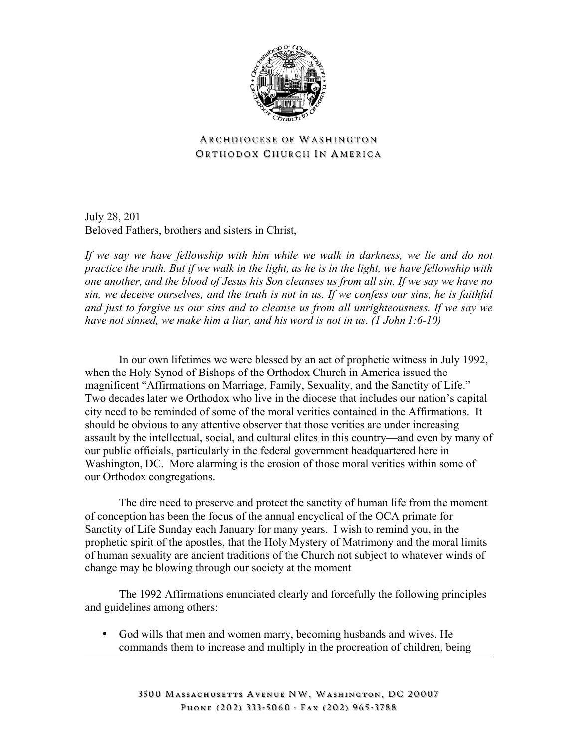ARCHDIOCESE OF WASHINGTON
ORTHODOX CHURCH IN AMERICA

July 28, 201
Beloved Fathers, brothers and sisters in Christ,

*If we say we have fellowship with him while we walk in darkness, we lie and do not practice the truth. But if we walk in the light, as he is in the light, we have fellowship with one another, and the blood of Jesus his Son cleanses us from all sin. If we say we have no sin, we deceive ourselves, and the truth is not in us. If we confess our sins, he is faithful and just to forgive us our sins and to cleanse us from all unrighteousness. If we say we have not sinned, we make him a liar, and his word is not in us. (1 John 1:6-10)*

In our own lifetimes we were blessed by an act of prophetic witness in July 1992, when the Holy Synod of Bishops of the Orthodox Church in America issued the magnificent "Affirmations on Marriage, Family, Sexuality, and the Sanctity of Life." Two decades later we Orthodox who live in the diocese that includes our nation's capital city need to be reminded of some of the moral verities contained in the Affirmations. It should be obvious to any attentive observer that those verities are under increasing assault by the intellectual, social, and cultural elites in this country—and even by many of our public officials, particularly in the federal government headquartered here in Washington, DC. More alarming is the erosion of those moral verities within some of our Orthodox congregations.

The dire need to preserve and protect the sanctity of human life from the moment of conception has been the focus of the annual encyclical of the OCA primate for Sanctity of Life Sunday each January for many years. I wish to remind you, in the prophetic spirit of the apostles, that the Holy Mystery of Matrimony and the moral limits of human sexuality are ancient traditions of the Church not subject to whatever winds of change may be blowing through our society at the moment

The 1992 Affirmations enunciated clearly and forcefully the following principles and guidelines among others:

- God wills that men and women marry, becoming husbands and wives. He commands them to increase and multiply in the procreation of children, being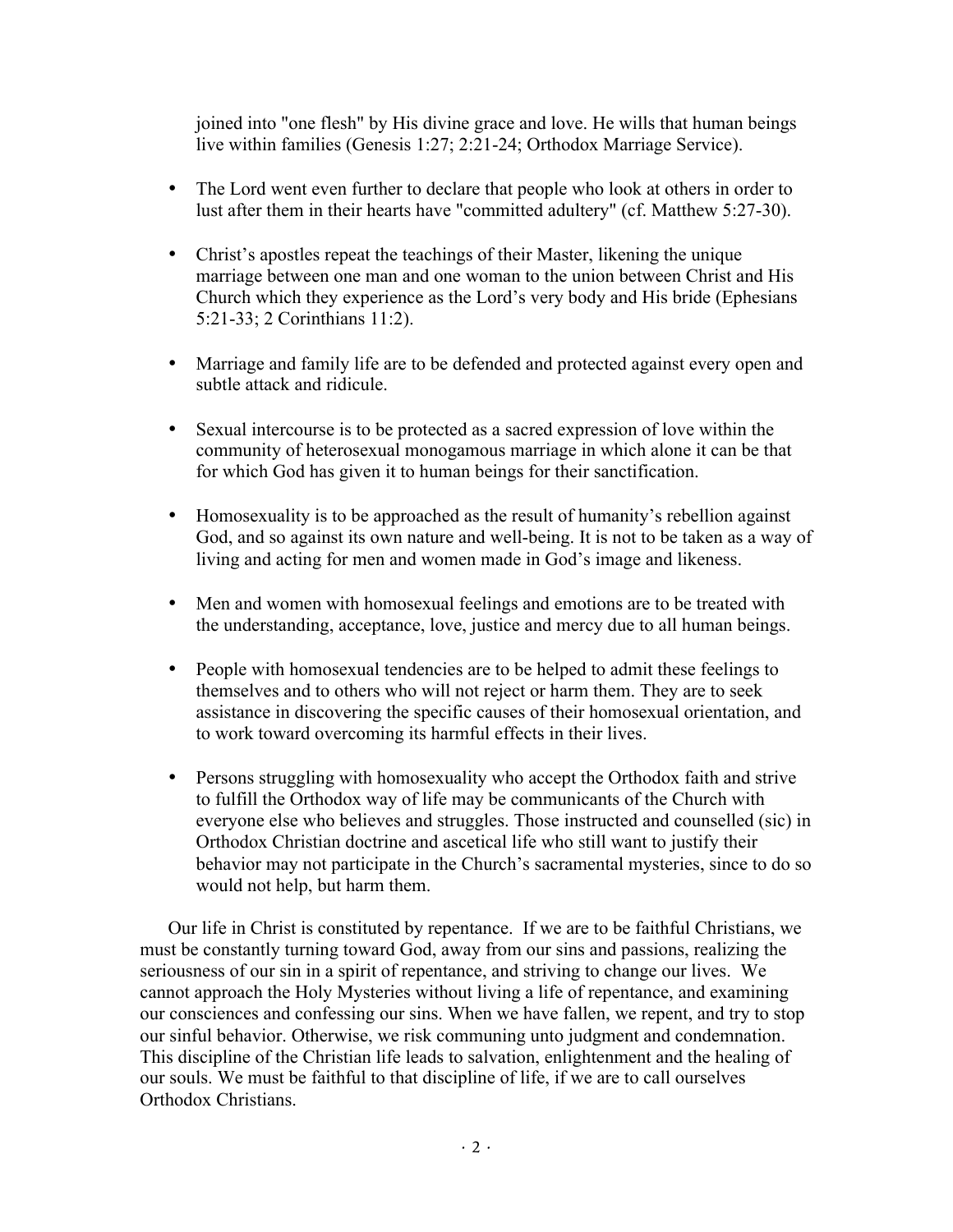joined into "one flesh" by His divine grace and love. He wills that human beings live within families (Genesis 1:27; 2:21-24; Orthodox Marriage Service).

- The Lord went even further to declare that people who look at others in order to lust after them in their hearts have "committed adultery" (cf. Matthew 5:27-30).

- Christ's apostles repeat the teachings of their Master, likening the unique marriage between one man and one woman to the union between Christ and His Church which they experience as the Lord's very body and His bride (Ephesians 5:21-33; 2 Corinthians 11:2).

- Marriage and family life are to be defended and protected against every open and subtle attack and ridicule.

- Sexual intercourse is to be protected as a sacred expression of love within the community of heterosexual monogamous marriage in which alone it can be that for which God has given it to human beings for their sanctification.

- Homosexuality is to be approached as the result of humanity's rebellion against God, and so against its own nature and well-being. It is not to be taken as a way of living and acting for men and women made in God's image and likeness.

- Men and women with homosexual feelings and emotions are to be treated with the understanding, acceptance, love, justice and mercy due to all human beings.

- People with homosexual tendencies are to be helped to admit these feelings to themselves and to others who will not reject or harm them. They are to seek assistance in discovering the specific causes of their homosexual orientation, and to work toward overcoming its harmful effects in their lives.

- Persons struggling with homosexuality who accept the Orthodox faith and strive to fulfill the Orthodox way of life may be communicants of the Church with everyone else who believes and struggles. Those instructed and counselled (sic) in Orthodox Christian doctrine and ascetical life who still want to justify their behavior may not participate in the Church's sacramental mysteries, since to do so would not help, but harm them.

Our life in Christ is constituted by repentance. If we are to be faithful Christians, we must be constantly turning toward God, away from our sins and passions, realizing the seriousness of our sin in a spirit of repentance, and striving to change our lives. We cannot approach the Holy Mysteries without living a life of repentance, and examining our consciences and confessing our sins. When we have fallen, we repent, and try to stop our sinful behavior. Otherwise, we risk communing unto judgment and condemnation. This discipline of the Christian life leads to salvation, enlightenment and the healing of our souls. We must be faithful to that discipline of life, if we are to call ourselves Orthodox Christians.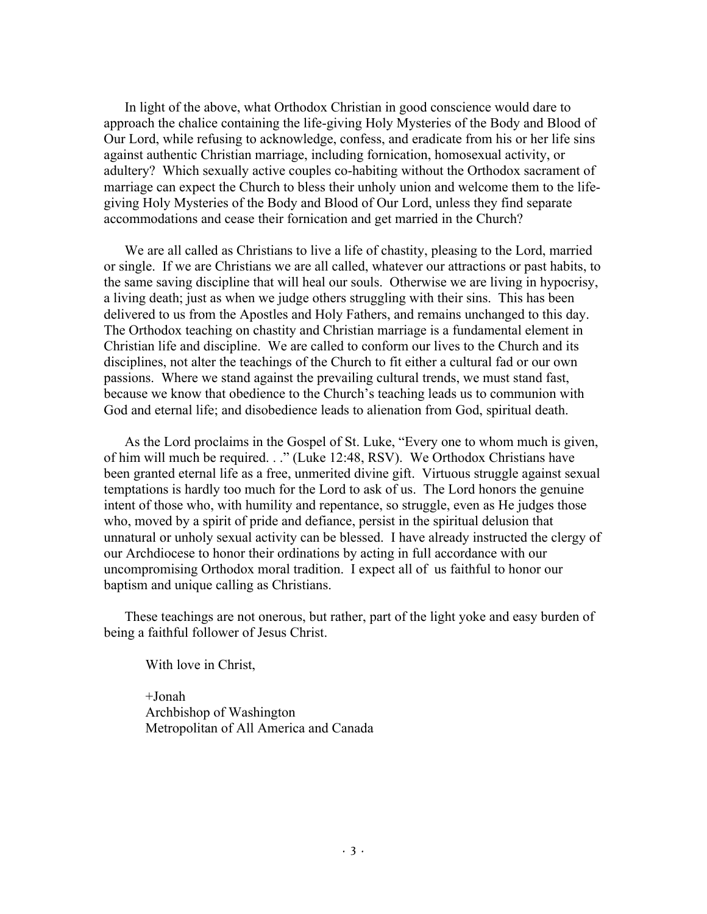In light of the above, what Orthodox Christian in good conscience would dare to approach the chalice containing the life-giving Holy Mysteries of the Body and Blood of Our Lord, while refusing to acknowledge, confess, and eradicate from his or her life sins against authentic Christian marriage, including fornication, homosexual activity, or adultery? Which sexually active couples co-habiting without the Orthodox sacrament of marriage can expect the Church to bless their unholy union and welcome them to the life-giving Holy Mysteries of the Body and Blood of Our Lord, unless they find separate accommodations and cease their fornication and get married in the Church?

We are all called as Christians to live a life of chastity, pleasing to the Lord, married or single. If we are Christians we are all called, whatever our attractions or past habits, to the same saving discipline that will heal our souls. Otherwise we are living in hypocrisy, a living death; just as when we judge others struggling with their sins. This has been delivered to us from the Apostles and Holy Fathers, and remains unchanged to this day. The Orthodox teaching on chastity and Christian marriage is a fundamental element in Christian life and discipline. We are called to conform our lives to the Church and its disciplines, not alter the teachings of the Church to fit either a cultural fad or our own passions. Where we stand against the prevailing cultural trends, we must stand fast, because we know that obedience to the Church's teaching leads us to communion with God and eternal life; and disobedience leads to alienation from God, spiritual death.

As the Lord proclaims in the Gospel of St. Luke, "Every one to whom much is given, of him will much be required. . ." (Luke 12:48, RSV). We Orthodox Christians have been granted eternal life as a free, unmerited divine gift. Virtuous struggle against sexual temptations is hardly too much for the Lord to ask of us. The Lord honors the genuine intent of those who, with humility and repentance, so struggle, even as He judges those who, moved by a spirit of pride and defiance, persist in the spiritual delusion that unnatural or unholy sexual activity can be blessed. I have already instructed the clergy of our Archdiocese to honor their ordinations by acting in full accordance with our uncompromising Orthodox moral tradition. I expect all of us faithful to honor our baptism and unique calling as Christians.

These teachings are not onerous, but rather, part of the light yoke and easy burden of being a faithful follower of Jesus Christ.

With love in Christ,

+Jonah
Archbishop of Washington
Metropolitan of All America and Canada